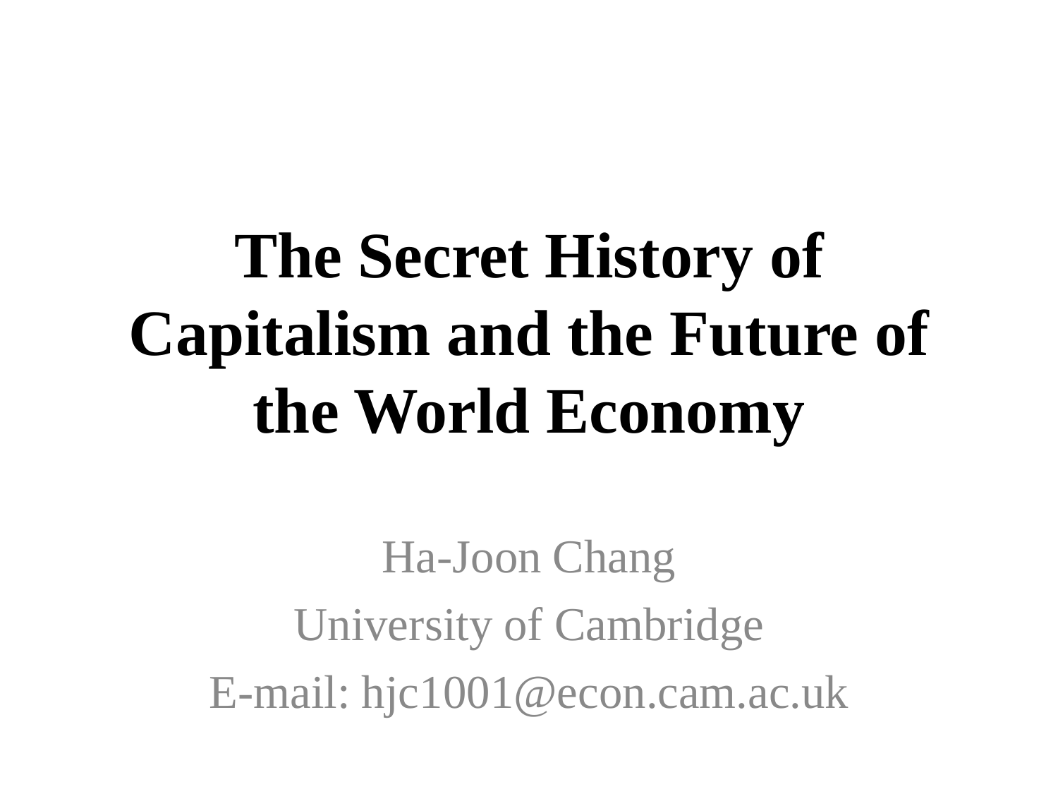# The Secret History of Capitalism and the Future of the World Economy

Ha-Joon Chang

University of Cambridge

E-mail: hjc1001@econ.cam.ac.uk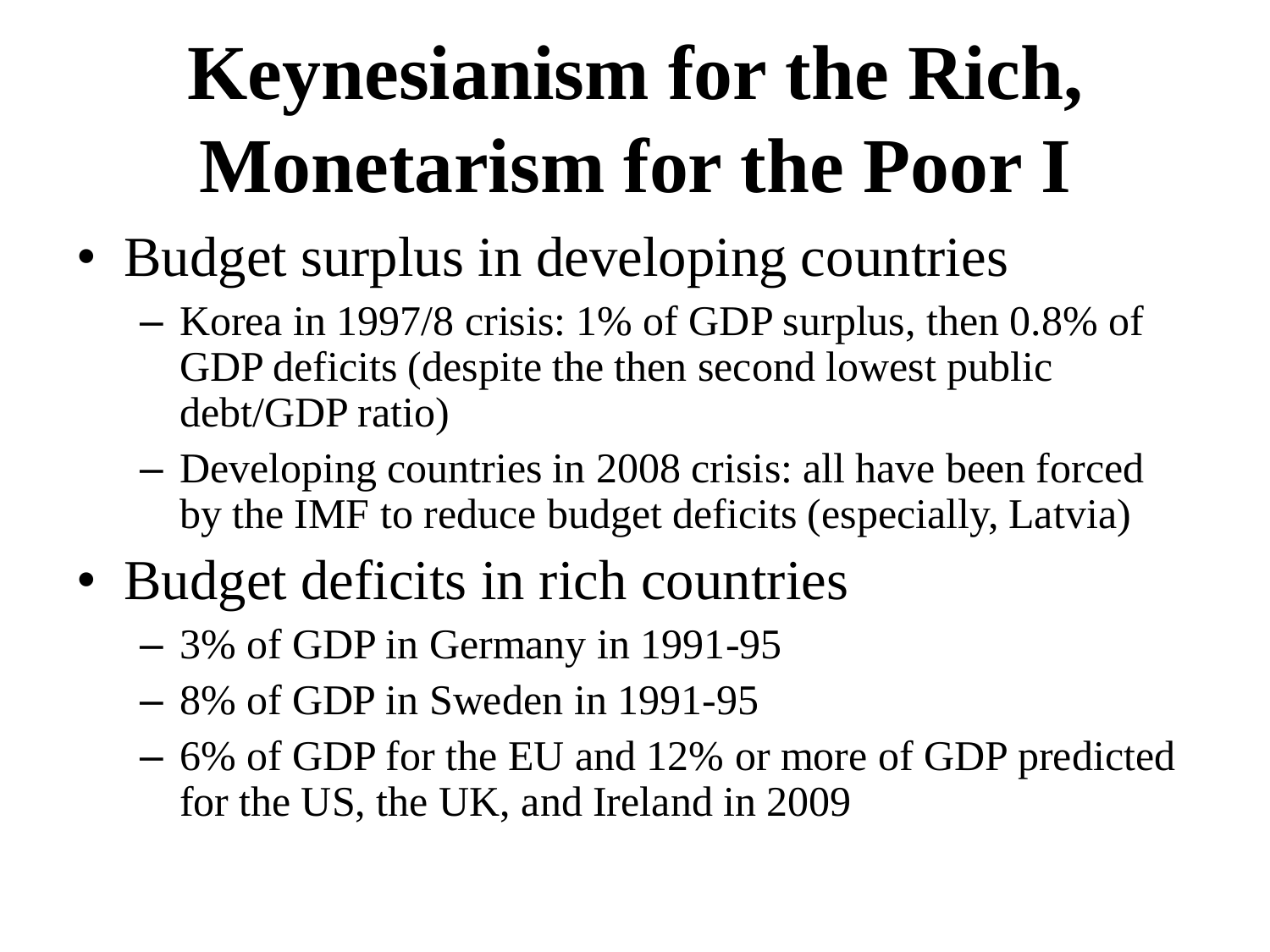# Keynesianism for the Rich, Monetarism for the Poor I

- Budget surplus in developing countries
  - Korea in 1997/8 crisis: 1% of GDP surplus, then 0.8% of GDP deficits (despite the then second lowest public debt/GDP ratio)
  - Developing countries in 2008 crisis: all have been forced by the IMF to reduce budget deficits (especially, Latvia)
- Budget deficits in rich countries
  - 3% of GDP in Germany in 1991-95
  - 8% of GDP in Sweden in 1991-95
  - 6% of GDP for the EU and 12% or more of GDP predicted for the US, the UK, and Ireland in 2009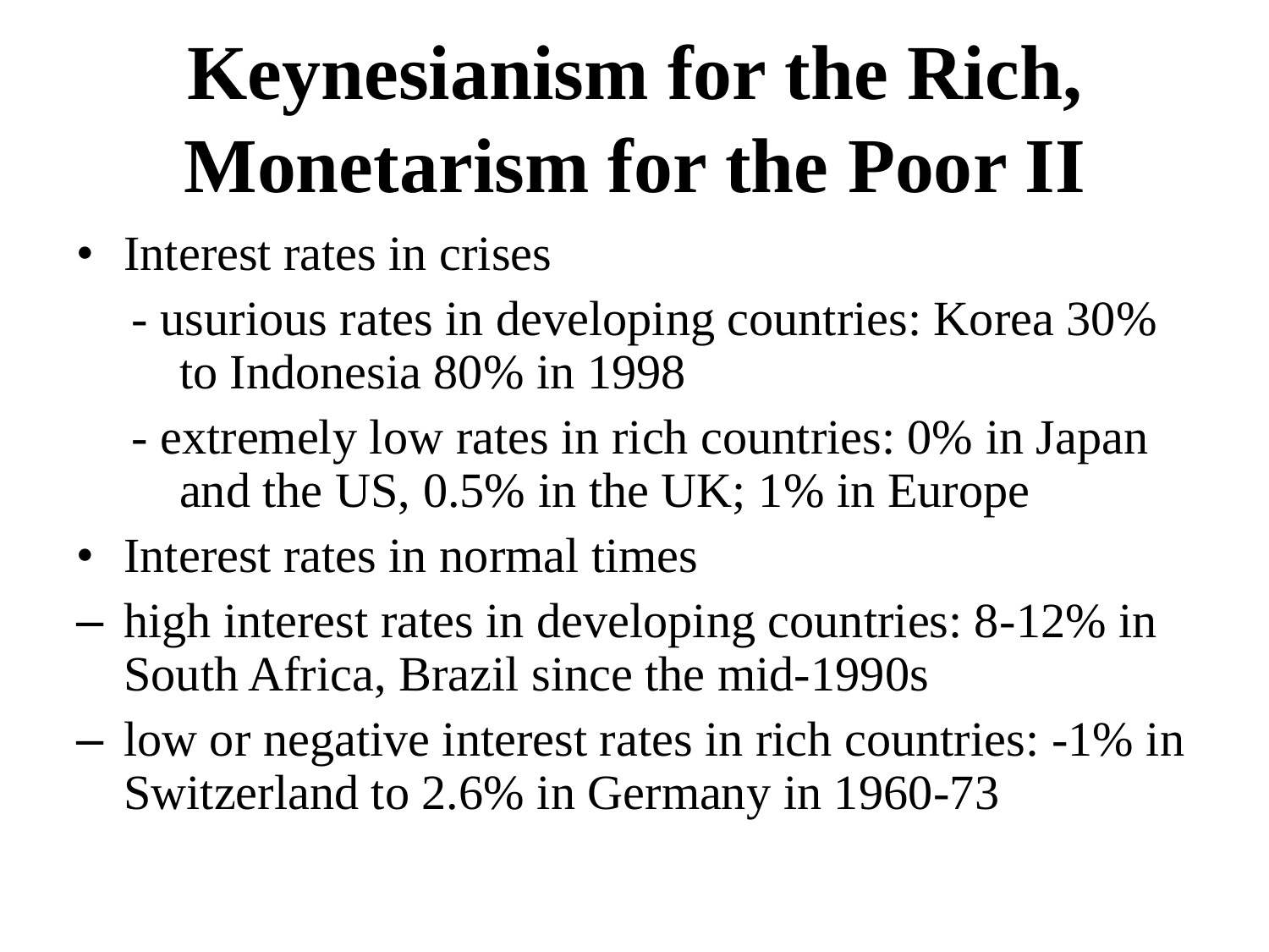# Keynesianism for the Rich, Monetarism for the Poor II

- Interest rates in crises
  - usurious rates in developing countries: Korea 30% to Indonesia 80% in 1998
  - extremely low rates in rich countries: 0% in Japan and the US, 0.5% in the UK; 1% in Europe
- Interest rates in normal times
  - high interest rates in developing countries: 8-12% in South Africa, Brazil since the mid-1990s
  - low or negative interest rates in rich countries: -1% in Switzerland to 2.6% in Germany in 1960-73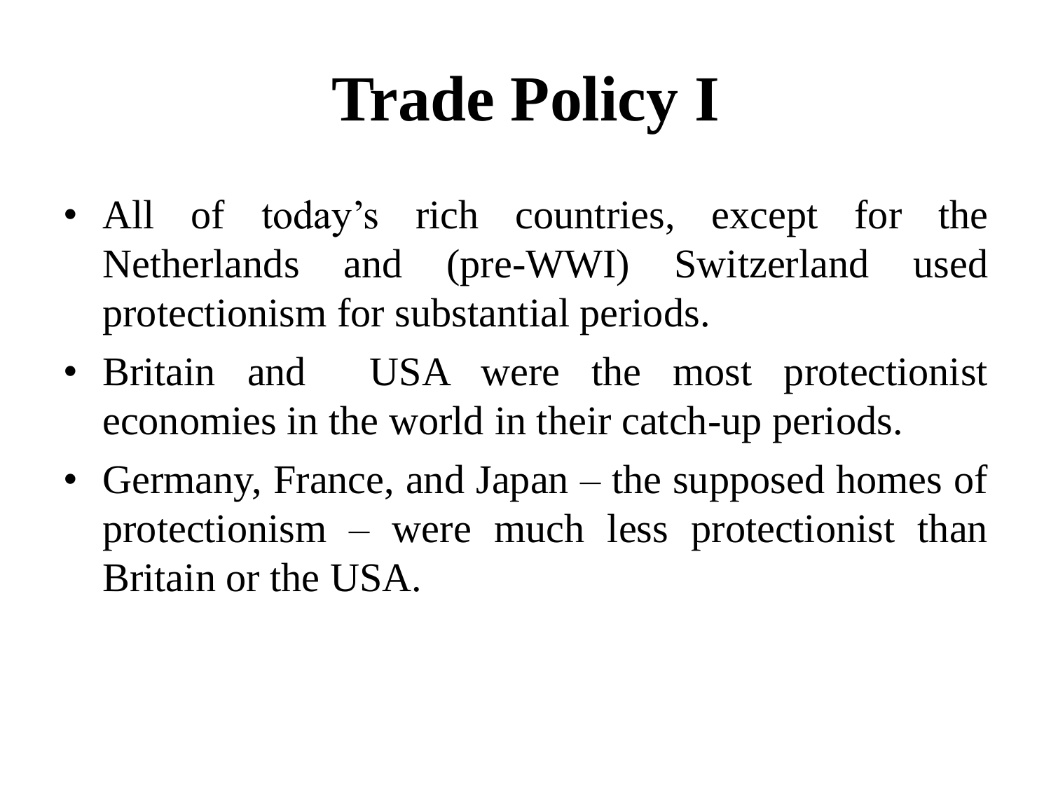# Trade Policy I

- All of today's rich countries, except for the Netherlands and (pre-WWI) Switzerland used protectionism for substantial periods.
- Britain and USA were the most protectionist economies in the world in their catch-up periods.
- Germany, France, and Japan – the supposed homes of protectionism – were much less protectionist than Britain or the USA.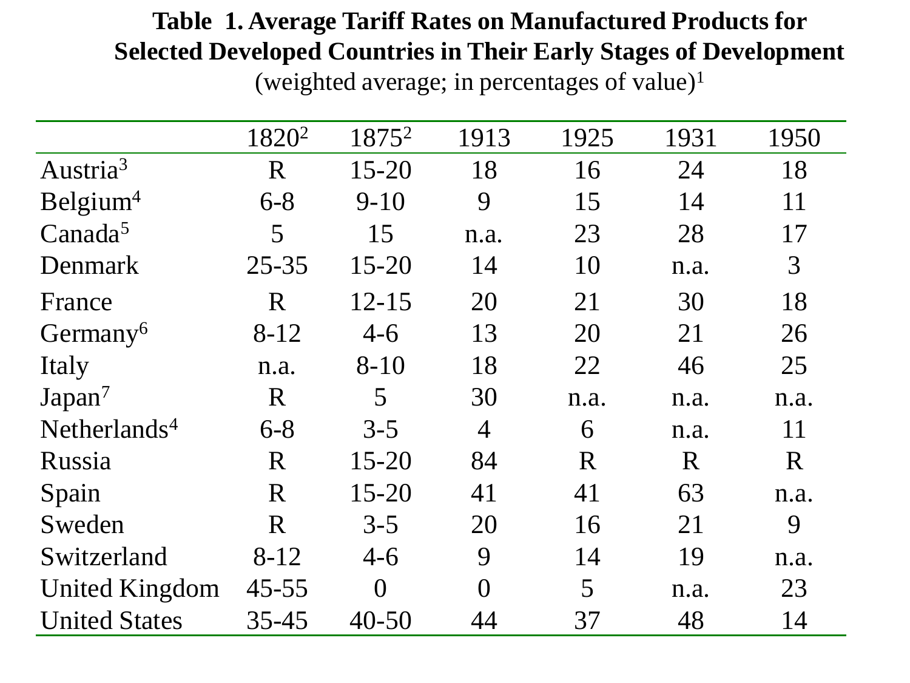**Table 1. Average Tariff Rates on Manufactured Products for Selected Developed Countries in Their Early Stages of Development**

(weighted average; in percentages of value)[1]

| | 1820[2] | 1875[2] | 1913 | 1925 | 1931 | 1950 |
|---|---|---|---|---|---|---|
| Austria[3] | R | 15-20 | 18 | 16 | 24 | 18 |
| Belgium[4] | 6-8 | 9-10 | 9 | 15 | 14 | 11 |
| Canada[5] | 5 | 15 | n.a. | 23 | 28 | 17 |
| Denmark | 25-35 | 15-20 | 14 | 10 | n.a. | 3 |
| France | R | 12-15 | 20 | 21 | 30 | 18 |
| Germany[6] | 8-12 | 4-6 | 13 | 20 | 21 | 26 |
| Italy | n.a. | 8-10 | 18 | 22 | 46 | 25 |
| Japan[7] | R | 5 | 30 | n.a. | n.a. | n.a. |
| Netherlands[4] | 6-8 | 3-5 | 4 | 6 | n.a. | 11 |
| Russia | R | 15-20 | 84 | R | R | R |
| Spain | R | 15-20 | 41 | 41 | 63 | n.a. |
| Sweden | R | 3-5 | 20 | 16 | 21 | 9 |
| Switzerland | 8-12 | 4-6 | 9 | 14 | 19 | n.a. |
| United Kingdom | 45-55 | 0 | 0 | 5 | n.a. | 23 |
| United States | 35-45 | 40-50 | 44 | 37 | 48 | 14 |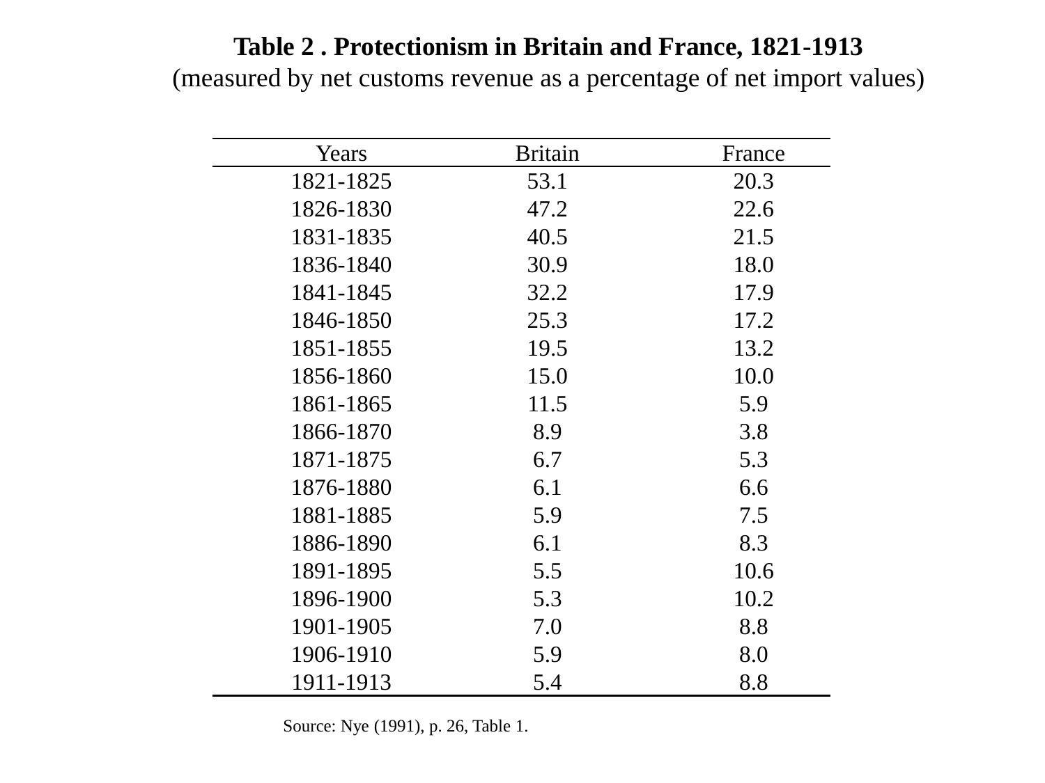**Table 2 . Protectionism in Britain and France, 1821-1913**
(measured by net customs revenue as a percentage of net import values)

| Years | Britain | France |
|---|---|---|
| 1821-1825 | 53.1 | 20.3 |
| 1826-1830 | 47.2 | 22.6 |
| 1831-1835 | 40.5 | 21.5 |
| 1836-1840 | 30.9 | 18.0 |
| 1841-1845 | 32.2 | 17.9 |
| 1846-1850 | 25.3 | 17.2 |
| 1851-1855 | 19.5 | 13.2 |
| 1856-1860 | 15.0 | 10.0 |
| 1861-1865 | 11.5 | 5.9 |
| 1866-1870 | 8.9 | 3.8 |
| 1871-1875 | 6.7 | 5.3 |
| 1876-1880 | 6.1 | 6.6 |
| 1881-1885 | 5.9 | 7.5 |
| 1886-1890 | 6.1 | 8.3 |
| 1891-1895 | 5.5 | 10.6 |
| 1896-1900 | 5.3 | 10.2 |
| 1901-1905 | 7.0 | 8.8 |
| 1906-1910 | 5.9 | 8.0 |
| 1911-1913 | 5.4 | 8.8 |

Source: Nye (1991), p. 26, Table 1.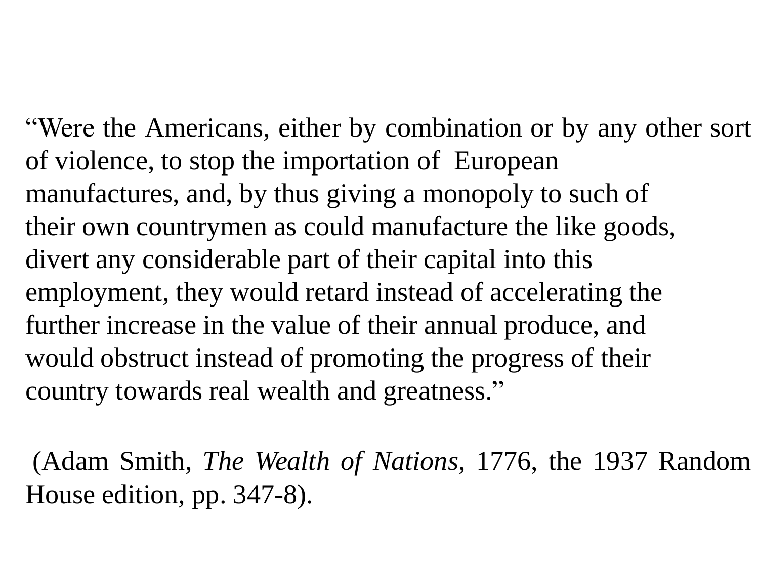“Were the Americans, either by combination or by any other sort of violence, to stop the importation of European manufactures, and, by thus giving a monopoly to such of their own countrymen as could manufacture the like goods, divert any considerable part of their capital into this employment, they would retard instead of accelerating the further increase in the value of their annual produce, and would obstruct instead of promoting the progress of their country towards real wealth and greatness.”

(Adam Smith, *The Wealth of Nations*, 1776, the 1937 Random House edition, pp. 347-8).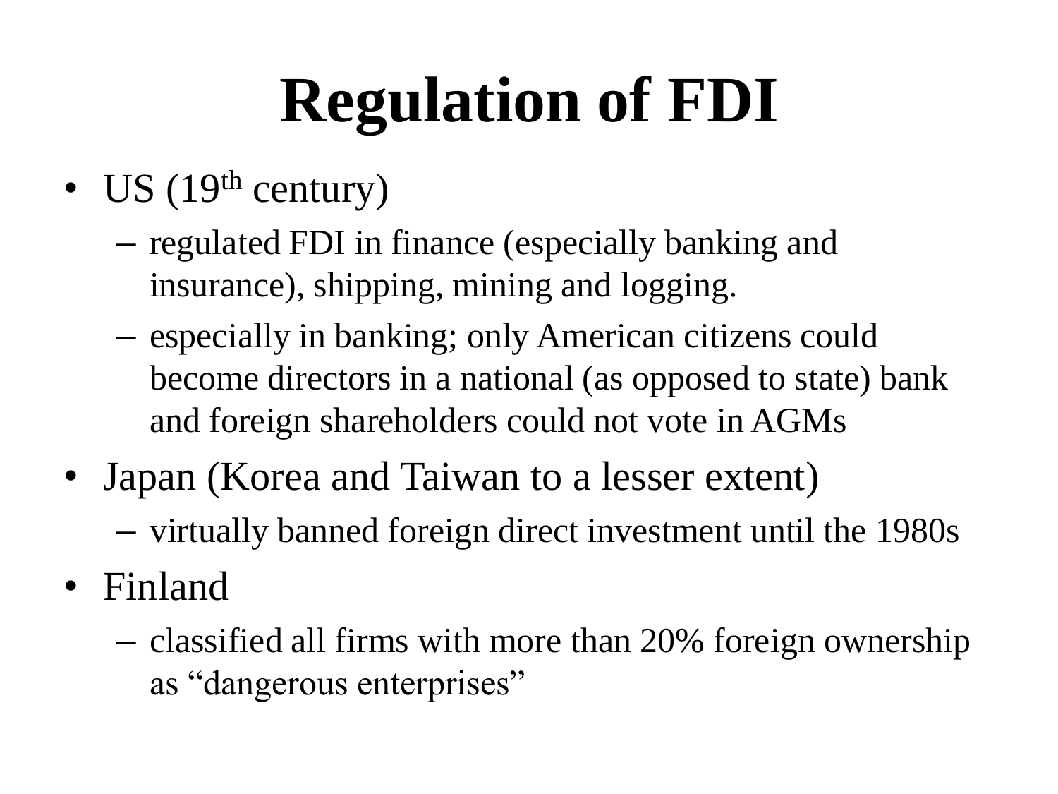# Regulation of FDI

- US (19th century)
  - regulated FDI in finance (especially banking and insurance), shipping, mining and logging.
  - especially in banking; only American citizens could become directors in a national (as opposed to state) bank and foreign shareholders could not vote in AGMs
- Japan (Korea and Taiwan to a lesser extent)
  - virtually banned foreign direct investment until the 1980s
- Finland
  - classified all firms with more than 20% foreign ownership as "dangerous enterprises"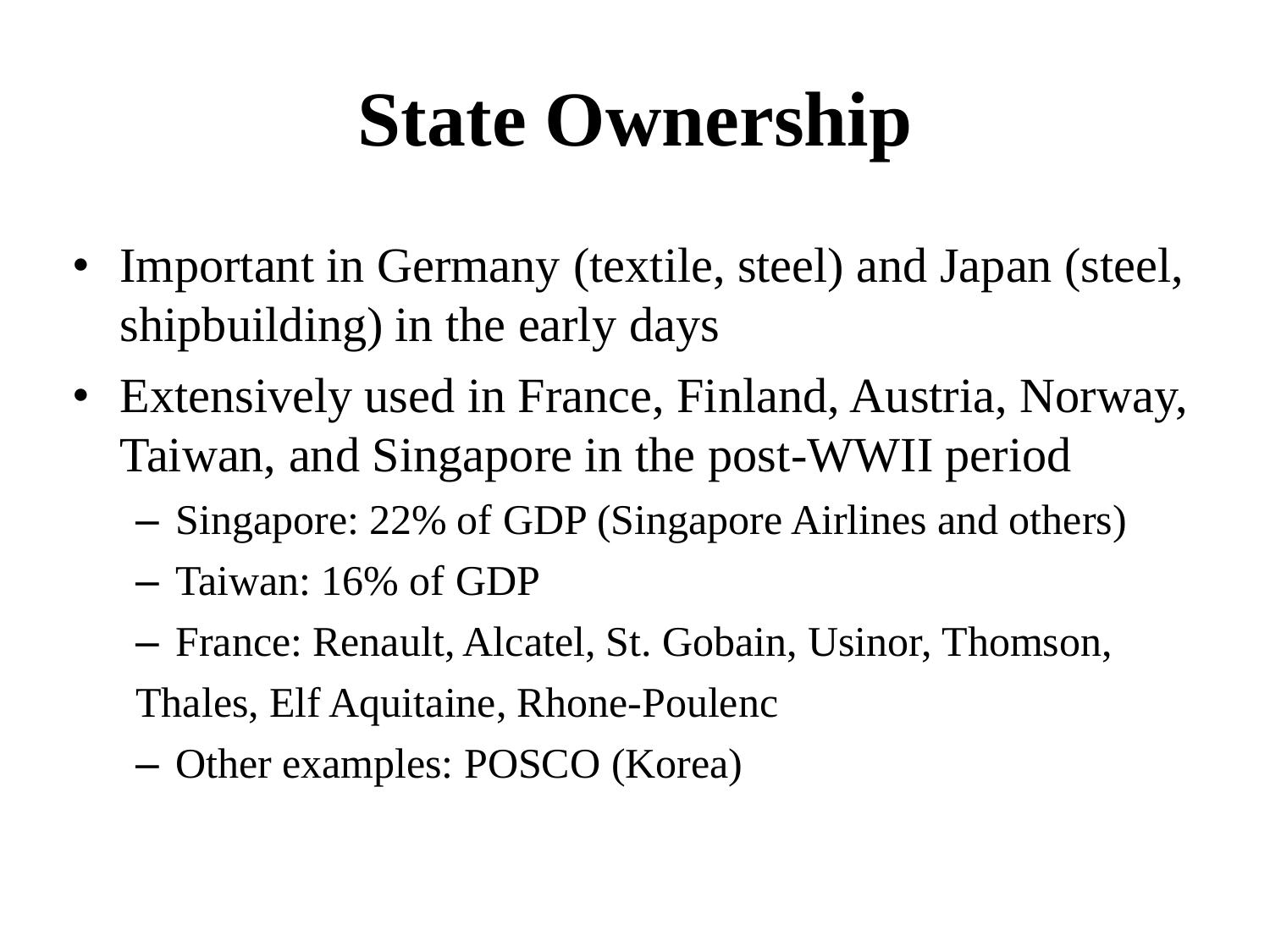# State Ownership

- Important in Germany (textile, steel) and Japan (steel, shipbuilding) in the early days
- Extensively used in France, Finland, Austria, Norway, Taiwan, and Singapore in the post-WWII period
  - Singapore: 22% of GDP (Singapore Airlines and others)
  - Taiwan: 16% of GDP
  - France: Renault, Alcatel, St. Gobain, Usinor, Thomson, Thales, Elf Aquitaine, Rhone-Poulenc
  - Other examples: POSCO (Korea)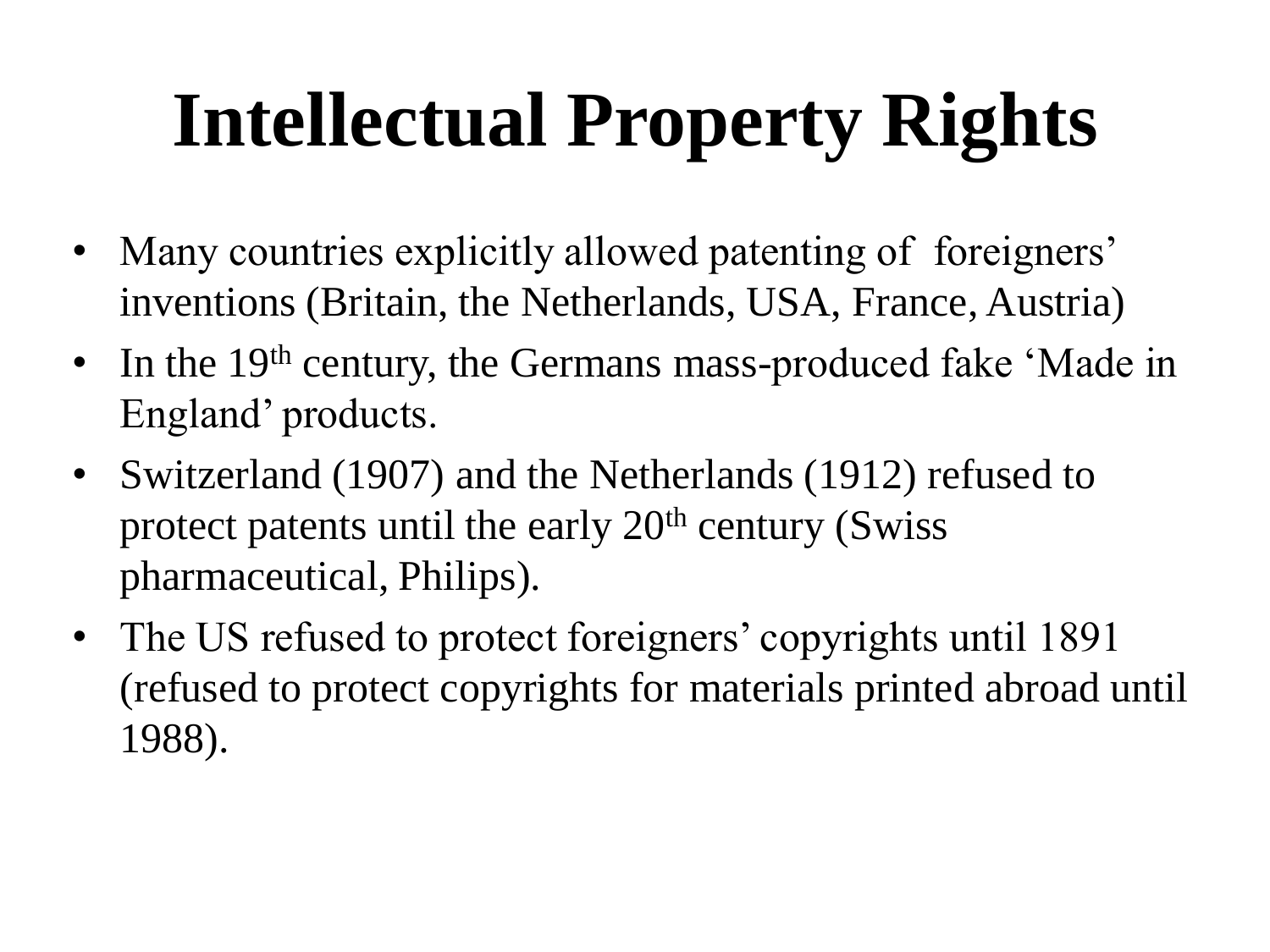# Intellectual Property Rights

- Many countries explicitly allowed patenting of foreigners' inventions (Britain, the Netherlands, USA, France, Austria)
- In the 19th century, the Germans mass-produced fake 'Made in England' products.
- Switzerland (1907) and the Netherlands (1912) refused to protect patents until the early 20th century (Swiss pharmaceutical, Philips).
- The US refused to protect foreigners' copyrights until 1891 (refused to protect copyrights for materials printed abroad until 1988).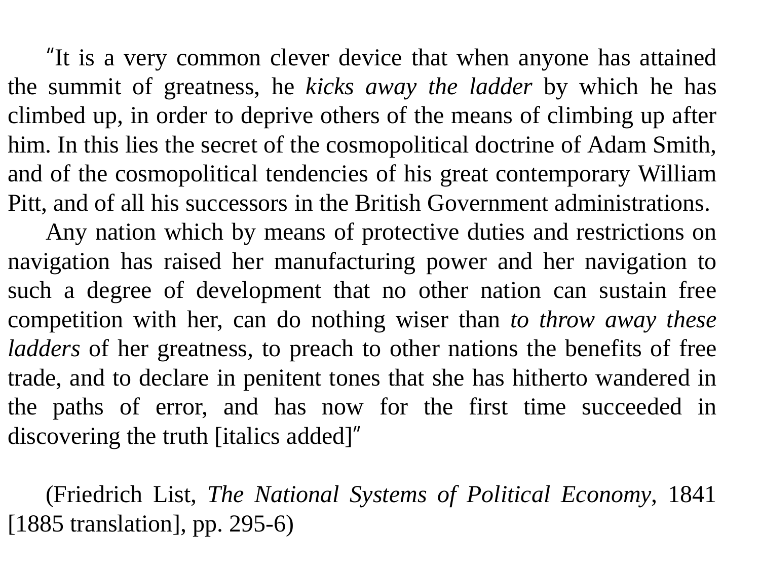"It is a very common clever device that when anyone has attained the summit of greatness, he *kicks away the ladder* by which he has climbed up, in order to deprive others of the means of climbing up after him. In this lies the secret of the cosmopolitical doctrine of Adam Smith, and of the cosmopolitical tendencies of his great contemporary William Pitt, and of all his successors in the British Government administrations.

Any nation which by means of protective duties and restrictions on navigation has raised her manufacturing power and her navigation to such a degree of development that no other nation can sustain free competition with her, can do nothing wiser than *to throw away these ladders* of her greatness, to preach to other nations the benefits of free trade, and to declare in penitent tones that she has hitherto wandered in the paths of error, and has now for the first time succeeded in discovering the truth [italics added]"

(Friedrich List, *The National Systems of Political Economy*, 1841 [1885 translation], pp. 295-6)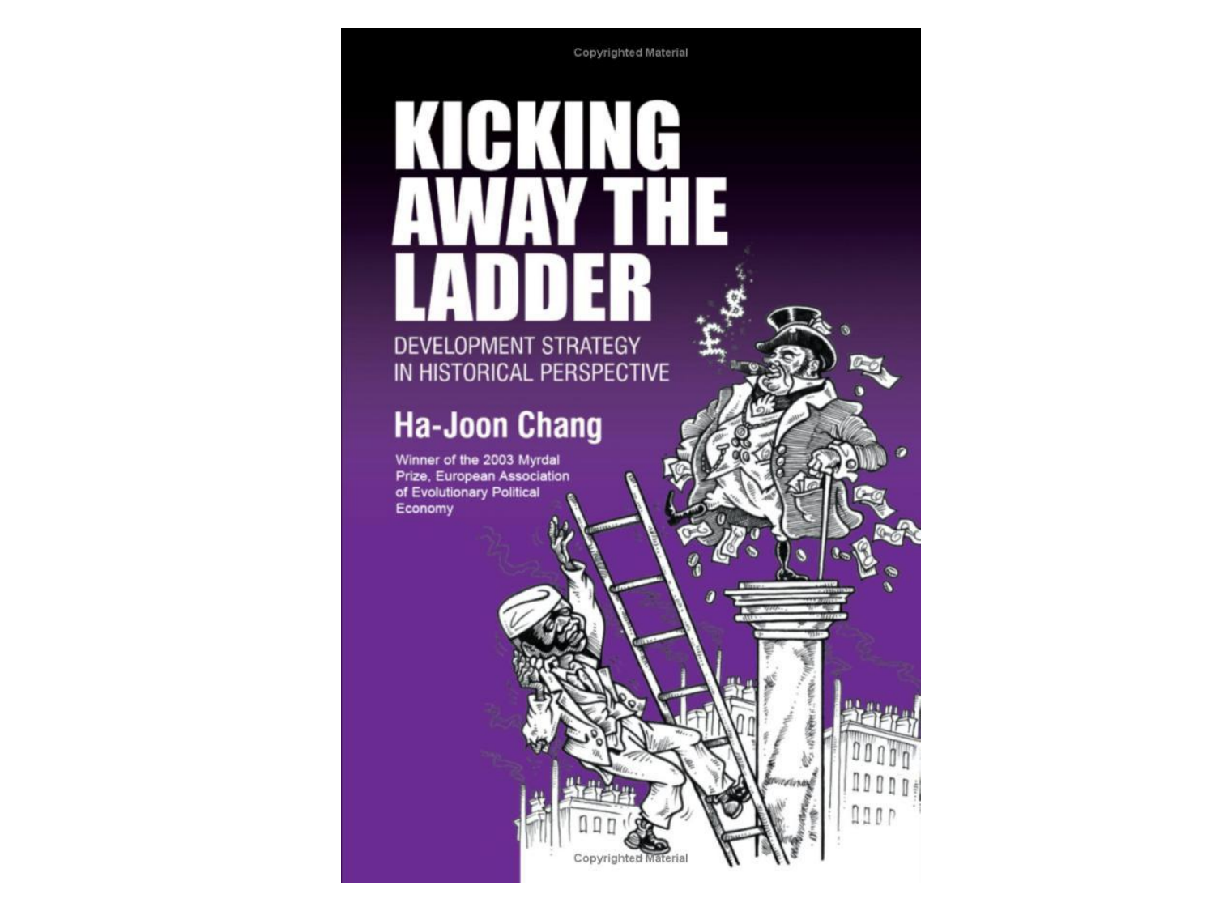# KICKING AWAY THE LADDER

## DEVELOPMENT STRATEGY IN HISTORICAL PERSPECTIVE

**Ha-Joon Chang**

Winner of the 2003 Myrdal Prize, European Association of Evolutionary Political Economy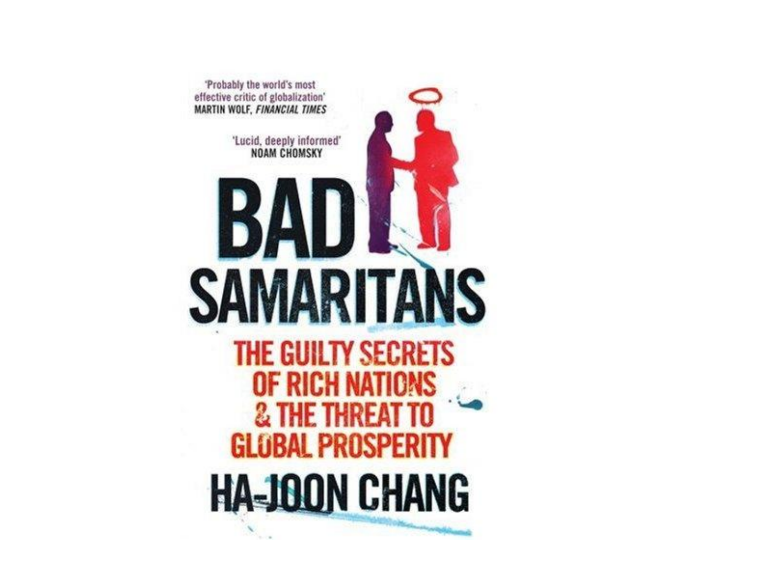'Probably the world's most effective critic of globalization'
MARTIN WOLF, *FINANCIAL TIMES*

'Lucid, deeply informed'
NOAM CHOMSKY

# BAD SAMARITANS

## THE GUILTY SECRETS OF RICH NATIONS & THE THREAT TO GLOBAL PROSPERITY

**HA-JOON CHANG**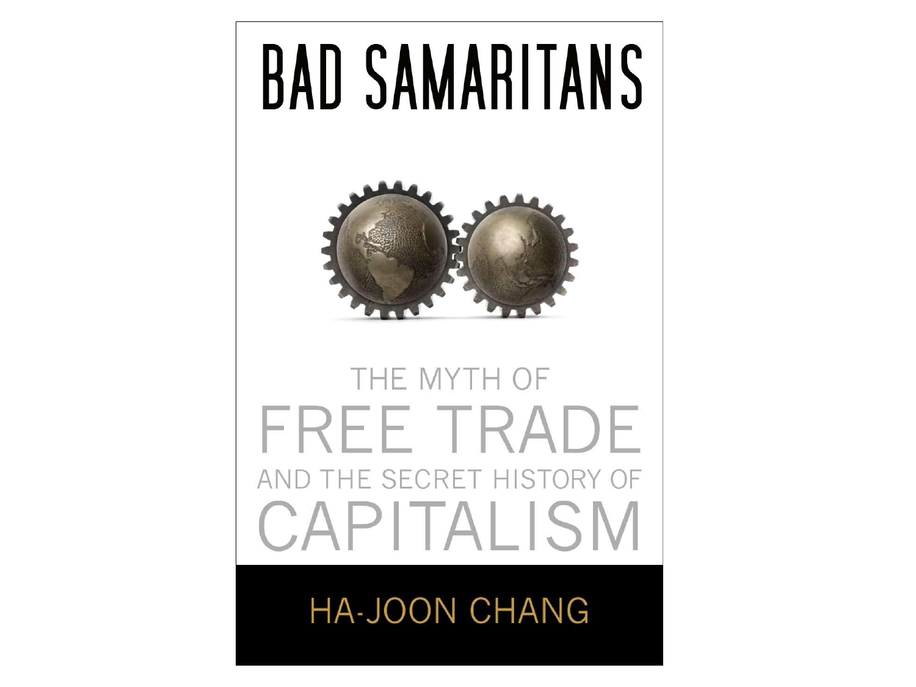# BAD SAMARITANS

THE MYTH OF

FREE TRADE

AND THE SECRET HISTORY OF

CAPITALISM

HA-JOON CHANG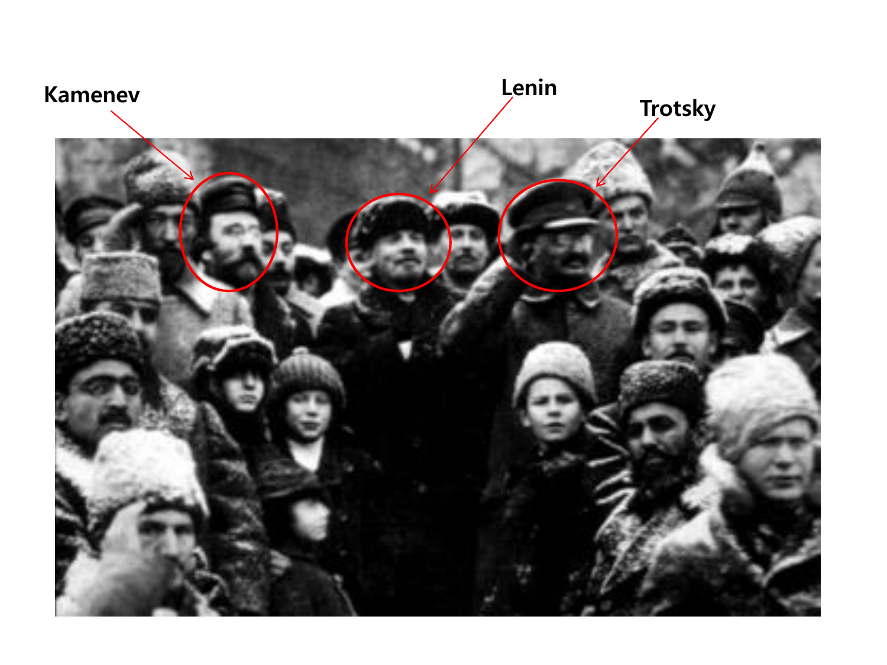Kamenev

Lenin

Trotsky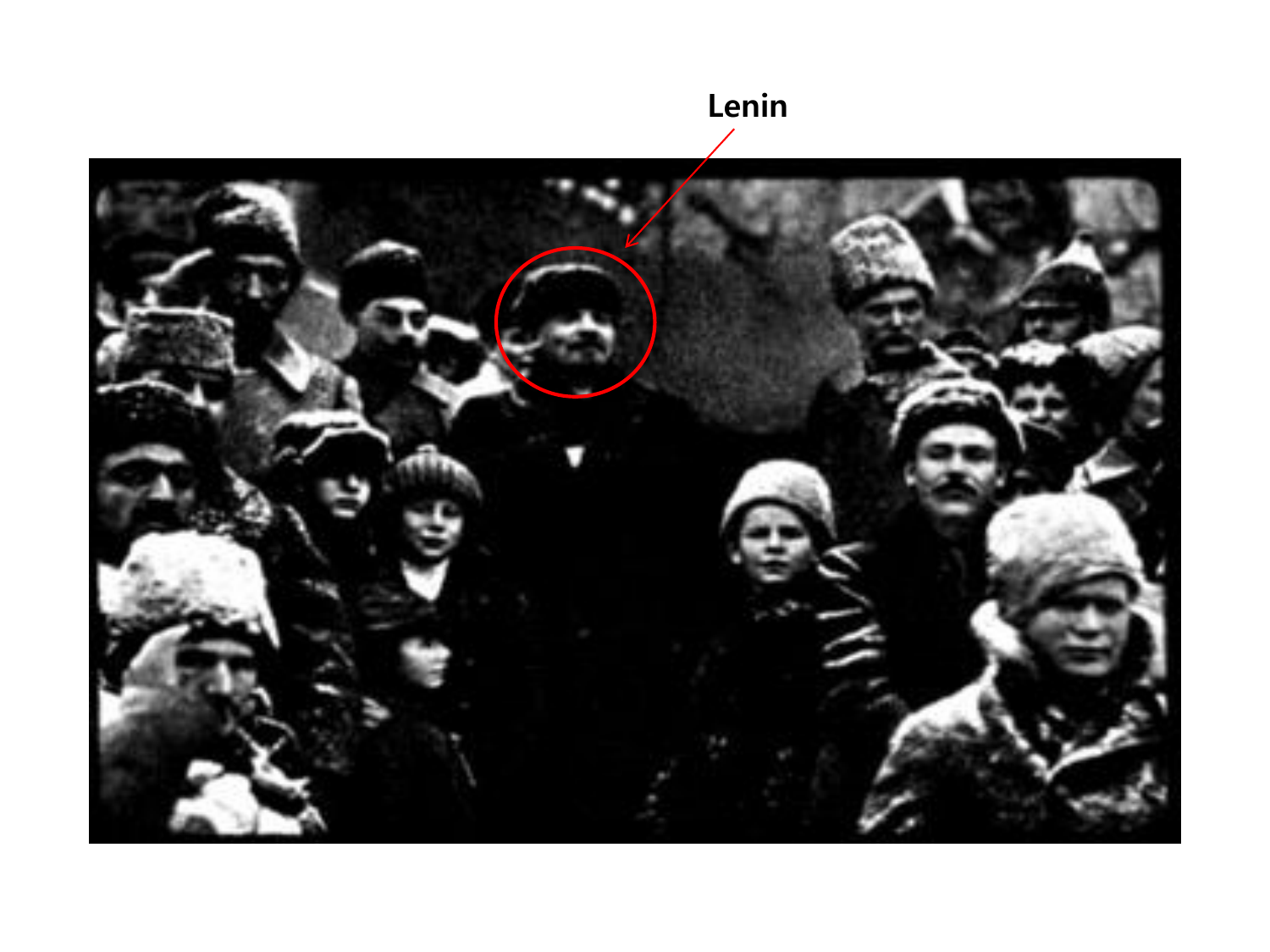Lenin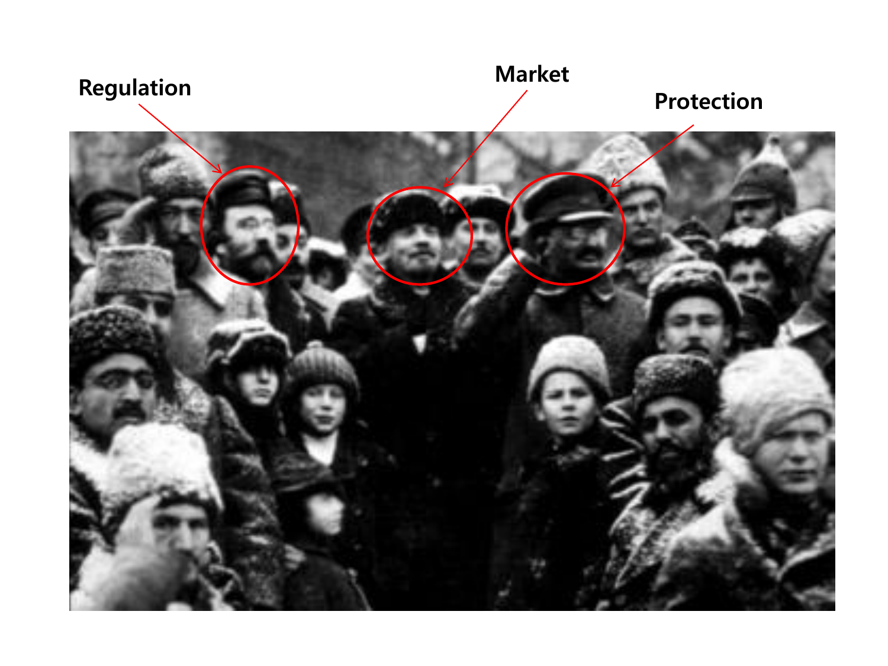Regulation

Market

Protection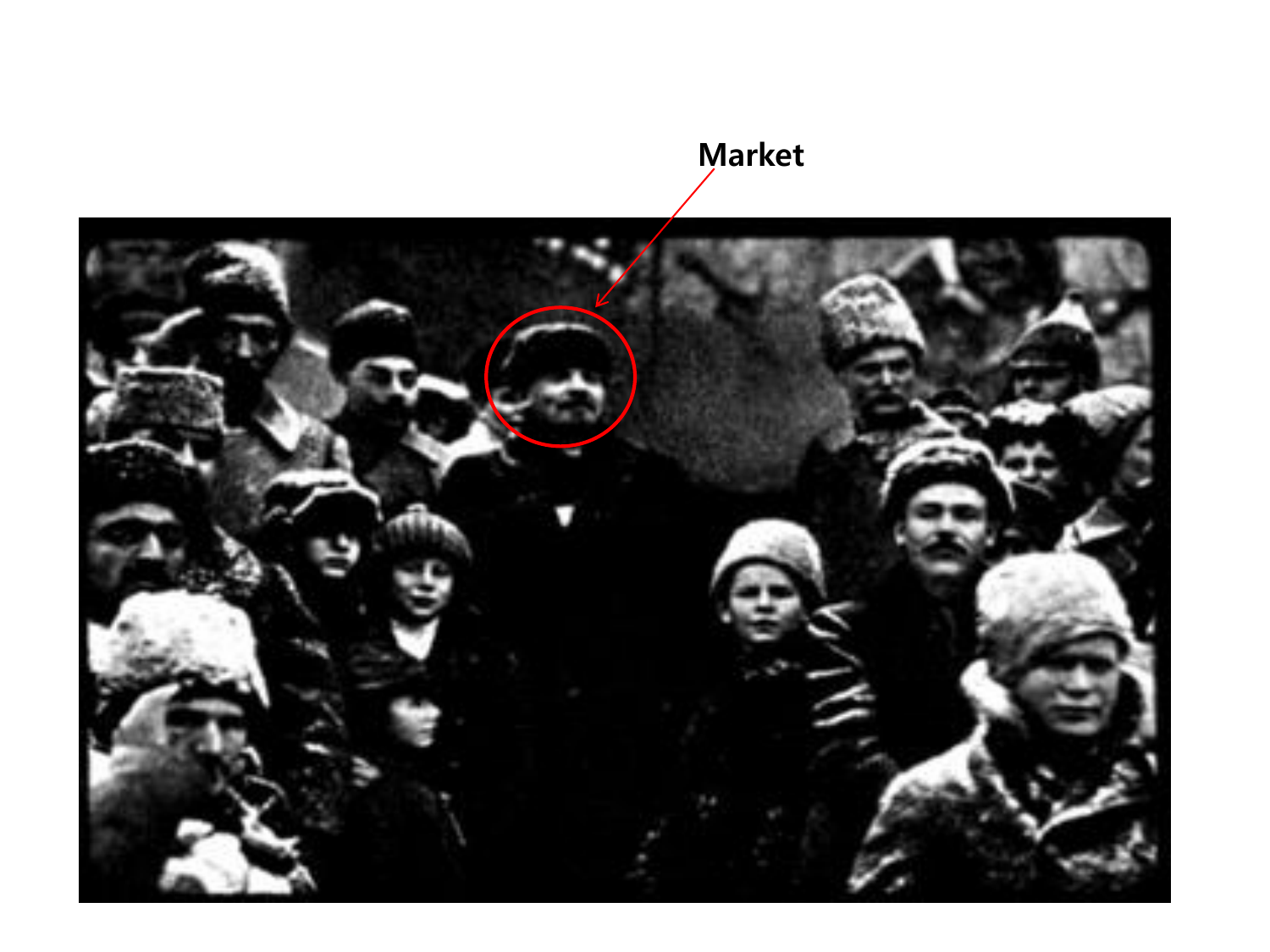Market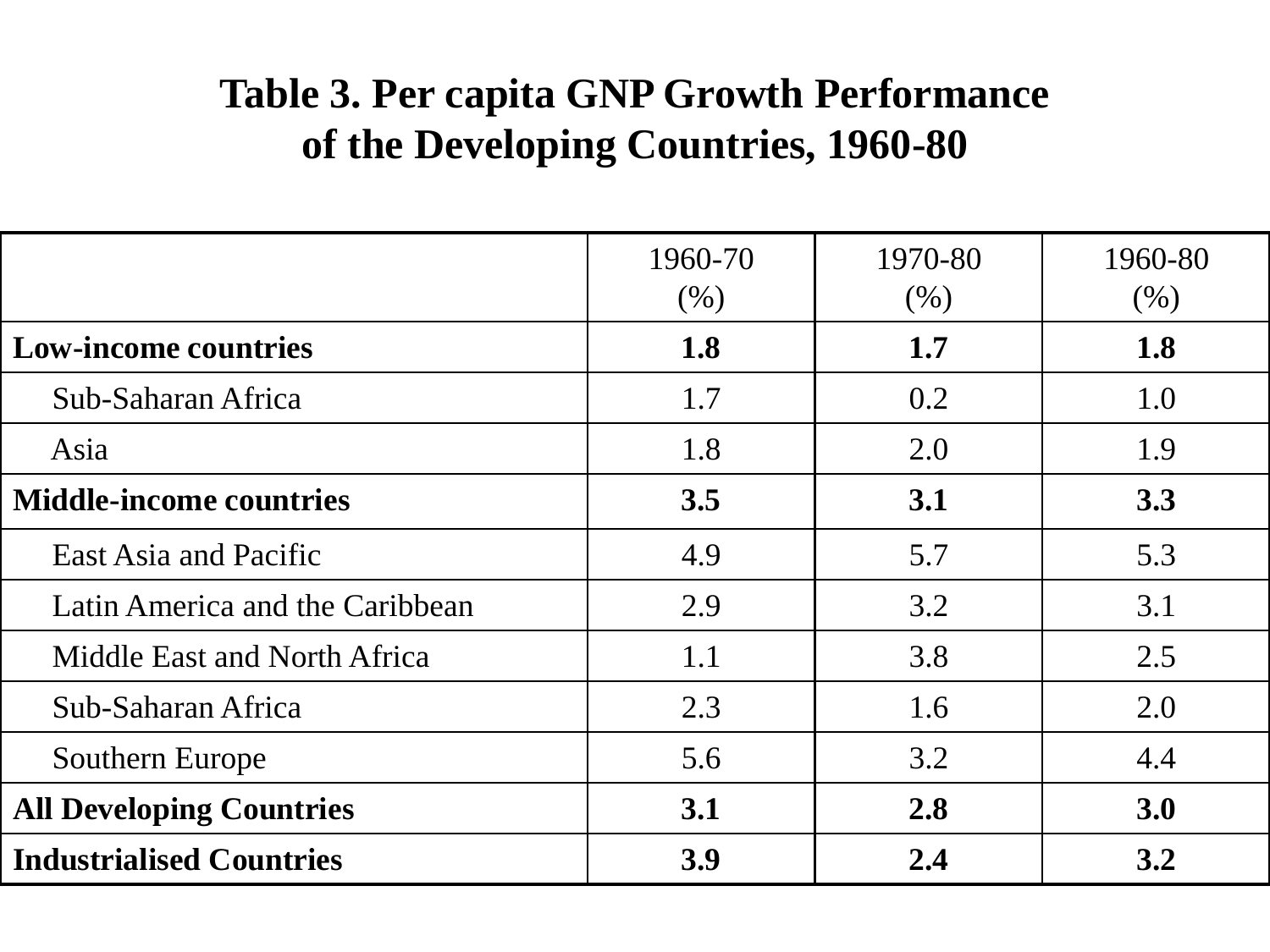# Table 3. Per capita GNP Growth Performance of the Developing Countries, 1960-80

| | 1960-70 (%) | 1970-80 (%) | 1960-80 (%) |
|---|---|---|---|
| **Low-income countries** | **1.8** | **1.7** | **1.8** |
| Sub-Saharan Africa | 1.7 | 0.2 | 1.0 |
| Asia | 1.8 | 2.0 | 1.9 |
| **Middle-income countries** | **3.5** | **3.1** | **3.3** |
| East Asia and Pacific | 4.9 | 5.7 | 5.3 |
| Latin America and the Caribbean | 2.9 | 3.2 | 3.1 |
| Middle East and North Africa | 1.1 | 3.8 | 2.5 |
| Sub-Saharan Africa | 2.3 | 1.6 | 2.0 |
| Southern Europe | 5.6 | 3.2 | 4.4 |
| **All Developing Countries** | **3.1** | **2.8** | **3.0** |
| **Industrialised Countries** | **3.9** | **2.4** | **3.2** |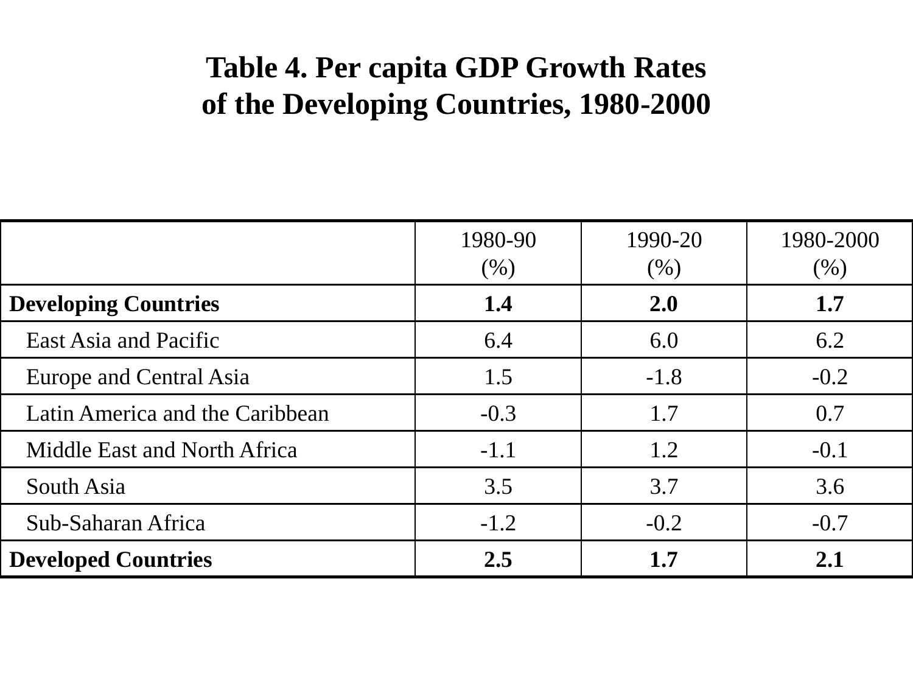# Table 4. Per capita GDP Growth Rates of the Developing Countries, 1980-2000

| | 1980-90 (%) | 1990-20 (%) | 1980-2000 (%) |
|---|---|---|---|
| **Developing Countries** | **1.4** | **2.0** | **1.7** |
| East Asia and Pacific | 6.4 | 6.0 | 6.2 |
| Europe and Central Asia | 1.5 | -1.8 | -0.2 |
| Latin America and the Caribbean | -0.3 | 1.7 | 0.7 |
| Middle East and North Africa | -1.1 | 1.2 | -0.1 |
| South Asia | 3.5 | 3.7 | 3.6 |
| Sub-Saharan Africa | -1.2 | -0.2 | -0.7 |
| **Developed Countries** | **2.5** | **1.7** | **2.1** |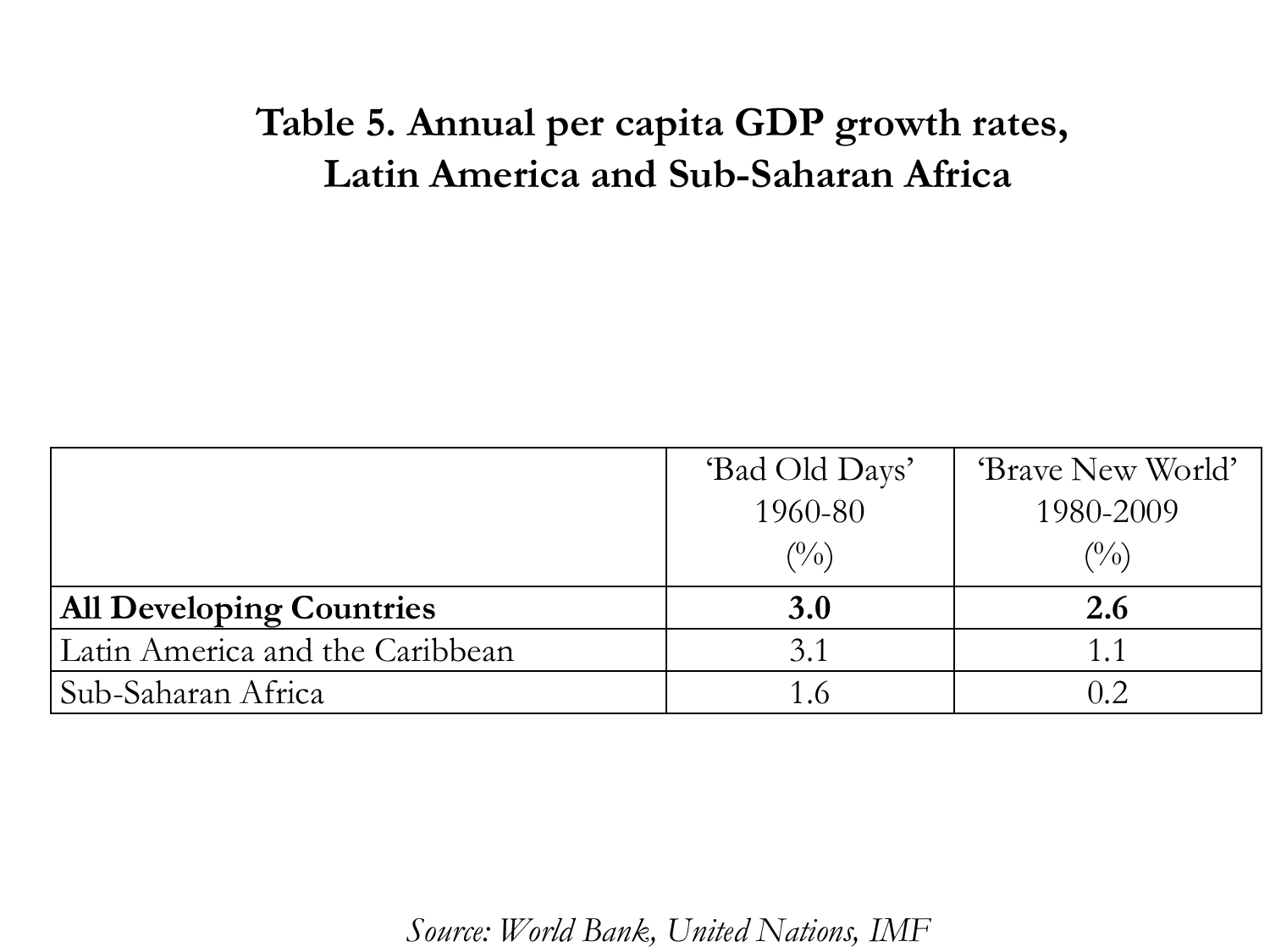# Table 5. Annual per capita GDP growth rates, Latin America and Sub-Saharan Africa

| | 'Bad Old Days' 1960-80 (%) | 'Brave New World' 1980-2009 (%) |
|---|---|---|
| **All Developing Countries** | **3.0** | **2.6** |
| Latin America and the Caribbean | 3.1 | 1.1 |
| Sub-Saharan Africa | 1.6 | 0.2 |

*Source: World Bank, United Nations, IMF*